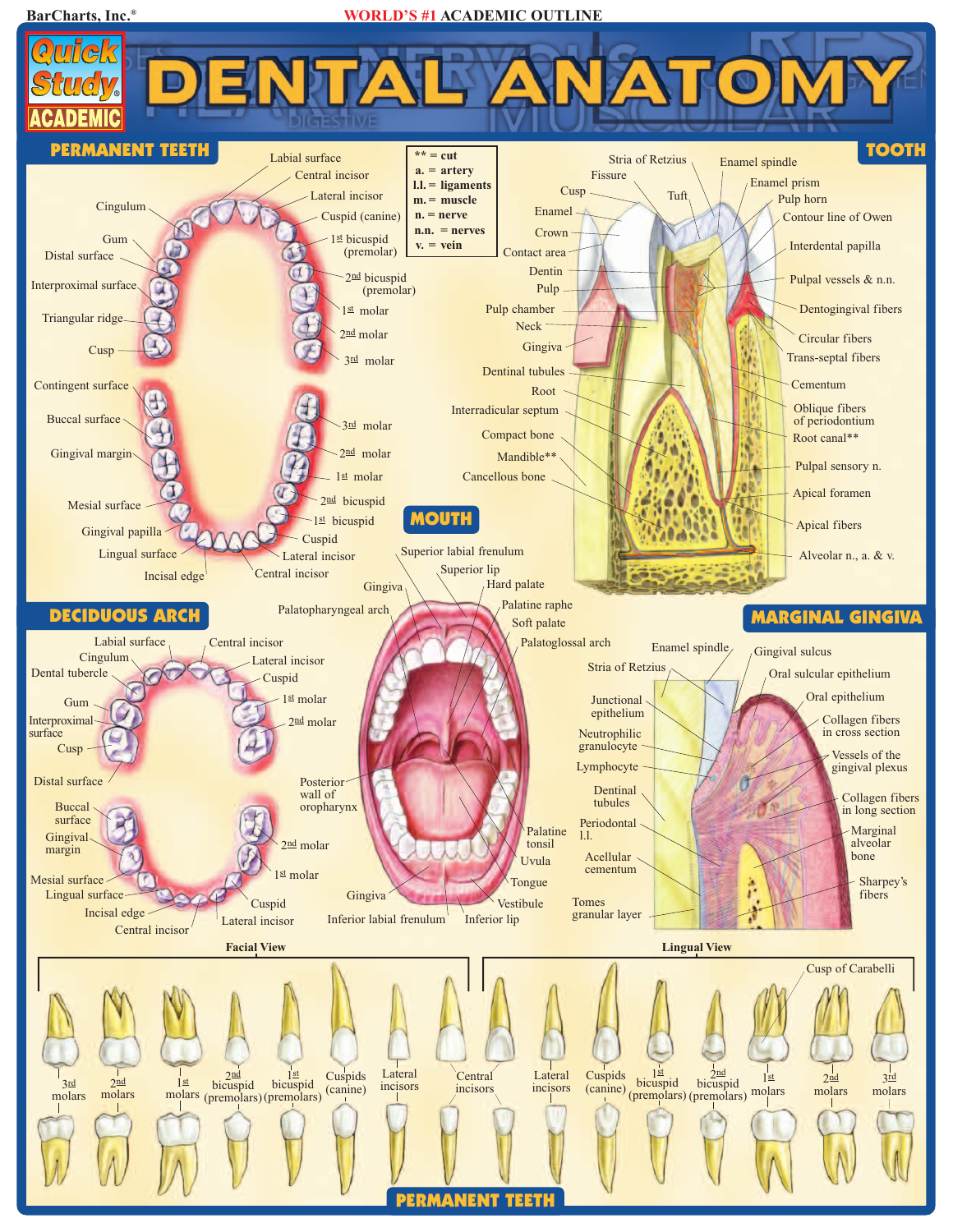BarCharts, Inc.®

WORLD'S #1 ACADEMIC OUTLINE

# DENTAL ANATOMY

Quick Study® ACADEMIC

| | |
|---|---|
| ** = | cut |
| a. = | artery |
| l.l. = | ligaments |
| m. = | muscle |
| n. = | nerve |
| n.n. = | nerves |
| v. = | vein |

## PERMANENT TEETH

Labial surface, Central incisor, Lateral incisor, Cuspid (canine), 1st bicuspid (premolar), 2nd bicuspid (premolar), 1st molar, 2nd molar, 3rd molar, Cingulum, Gum, Distal surface, Interproximal surface, Triangular ridge, Cusp, Contingent surface, Buccal surface, Gingival margin, Mesial surface, Gingival papilla, Lingual surface, Incisal edge, 3rd molar, 2nd molar, 1st molar, 2nd bicuspid, 1st bicuspid, Cuspid, Lateral incisor, Central incisor

## TOOTH

Stria of Retzius, Fissure, Cusp, Enamel, Crown, Contact area, Dentin, Pulp, Pulp chamber, Neck, Gingiva, Dentinal tubules, Root, Interradicular septum, Compact bone, Mandible**, Cancellous bone, Enamel spindle, Tuft, Enamel prism, Pulp horn, Contour line of Owen, Interdental papilla, Pulpal vessels & n.n., Dentogingival fibers, Circular fibers, Trans-septal fibers, Cementum, Oblique fibers of periodontium, Root canal**, Pulpal sensory n., Apical foramen, Apical fibers, Alveolar n., a. & v.

## MOUTH

Superior labial frenulum, Superior lip, Gingiva, Hard palate, Palatopharyngeal arch, Palatine raphe, Soft palate, Palatoglossal arch, Posterior wall of oropharynx, Palatine tonsil, Uvula, Tongue, Gingiva, Vestibule, Inferior labial frenulum, Inferior lip

## DECIDUOUS ARCH

Labial surface, Central incisor, Cingulum, Lateral incisor, Dental tubercle, Cuspid, Gum, 1st molar, Interproximal surface, 2nd molar, Cusp, Distal surface, Buccal surface, Gingival margin, 2nd molar, 1st molar, Mesial surface, Lingual surface, Cuspid, Incisal edge, Lateral incisor, Central incisor

## MARGINAL GINGIVA

Enamel spindle, Stria of Retzius, Gingival sulcus, Oral sulcular epithelium, Oral epithelium, Junctional epithelium, Collagen fibers in cross section, Neutrophilic granulocyte, Vessels of the gingival plexus, Lymphocyte, Dentinal tubules, Collagen fibers in long section, Periodontal l.l., Marginal alveolar bone, Acellular cementum, Sharpey's fibers, Tomes granular layer

## PERMANENT TEETH

**Facial View**

3rd molars, 2nd molars, 1st molars, 2nd bicuspid (premolars), 1st bicuspid (premolars), Cuspids (canine), Lateral incisors, Central incisors

**Lingual View**

Lateral incisors, Cuspids (canine), 1st bicuspid (premolars), 2nd bicuspid (premolars), 1st molars, 2nd molars, 3rd molars, Cusp of Carabelli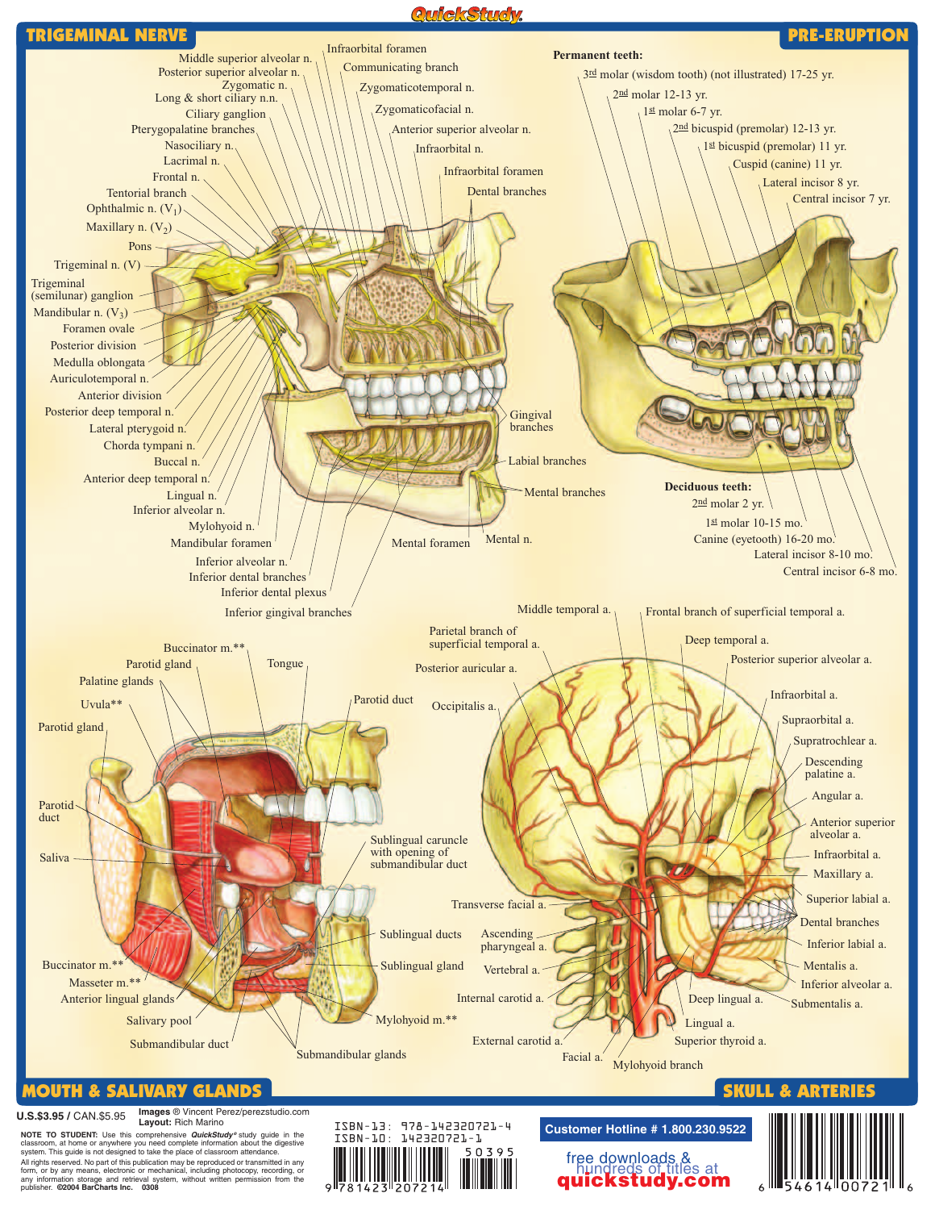# TRIGEMINAL NERVE

Middle superior alveolar n.
Posterior superior alveolar n.
Zygomatic n.
Long & short ciliary n.n.
Ciliary ganglion
Pterygopalatine branches
Nasociliary n.
Lacrimal n.
Frontal n.
Tentorial branch
Ophthalmic n. ($V_1$)
Maxillary n. ($V_2$)
Pons
Trigeminal n. (V)
Trigeminal (semilunar) ganglion
Mandibular n. ($V_3$)
Foramen ovale
Posterior division
Medulla oblongata
Auriculotemporal n.
Anterior division
Posterior deep temporal n.
Lateral pterygoid n.
Chorda tympani n.
Buccal n.
Anterior deep temporal n.
Lingual n.
Inferior alveolar n.
Mylohyoid n.
Mandibular foramen
Inferior alveolar n.
Inferior dental branches
Inferior dental plexus
Inferior gingival branches
Infraorbital foramen
Communicating branch
Zygomaticotemporal n.
Zygomaticofacial n.
Anterior superior alveolar n.
Infraorbital n.
Infraorbital foramen
Dental branches
Gingival branches
Labial branches
Mental branches
Mental foramen
Mental n.

# PRE-ERUPTION

**Permanent teeth:**
3rd molar (wisdom tooth) (not illustrated) 17-25 yr.
2nd molar 12-13 yr.
1st molar 6-7 yr.
2nd bicuspid (premolar) 12-13 yr.
1st bicuspid (premolar) 11 yr.
Cuspid (canine) 11 yr.
Lateral incisor 8 yr.
Central incisor 7 yr.

**Deciduous teeth:**
2nd molar 2 yr.
1st molar 10-15 mo.
Canine (eyetooth) 16-20 mo.
Lateral incisor 8-10 mo.
Central incisor 6-8 mo.

# MOUTH & SALIVARY GLANDS

Buccinator m.**
Parotid gland
Palatine glands
Uvula**
Parotid gland
Parotid duct
Saliva
Tongue
Parotid duct
Sublingual caruncle with opening of submandibular duct
Sublingual ducts
Sublingual gland
Buccinator m.**
Masseter m.**
Anterior lingual glands
Salivary pool
Submandibular duct
Submandibular glands
Mylohyoid m.**

# SKULL & ARTERIES

Middle temporal a.
Parietal branch of superficial temporal a.
Posterior auricular a.
Occipitalis a.
Transverse facial a.
Ascending pharyngeal a.
Vertebral a.
Internal carotid a.
External carotid a.
Facial a.
Mylohyoid branch
Frontal branch of superficial temporal a.
Deep temporal a.
Posterior superior alveolar a.
Infraorbital a.
Supraorbital a.
Supratrochlear a.
Descending palatine a.
Angular a.
Anterior superior alveolar a.
Infraorbital a.
Maxillary a.
Superior labial a.
Dental branches
Inferior labial a.
Mentalis a.
Inferior alveolar a.
Submentalis a.
Deep lingual a.
Lingual a.
Superior thyroid a.

U.S.$3.95 / CAN.$5.95

Images © Vincent Perez/perezstudio.com
Layout: Rich Marino

**NOTE TO STUDENT:** Use this comprehensive *QuickStudy®* study guide in the classroom, at home or anywhere you need complete information about the digestive system. This guide is not designed to take the place of classroom attendance.

All rights reserved. No part of this publication may be reproduced or transmitted in any form, or by any means, electronic or mechanical, including photocopy, recording, or any information storage and retrieval system, without written permission from the publisher. ©2004 BarCharts Inc. 0308

ISBN-13: 978-142320721-4
ISBN-10: 142320721-1

Customer Hotline # 1.800.230.9522

free downloads & hundreds of titles at quickstudy.com